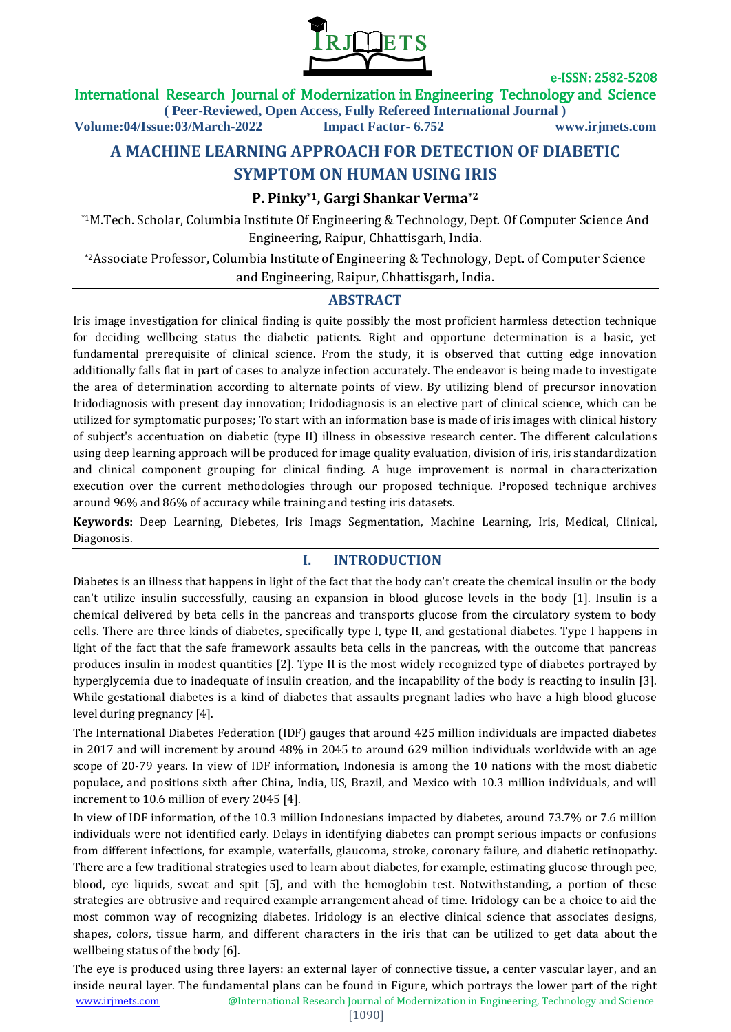# A MACHINE LEARNING APPROACH FOR DETECTION OF DIABETIC SYMPTOM ON HUMAN USING IRIS

**P. Pinky[*1], Gargi Shankar Verma[*2]**

[*1]M.Tech. Scholar, Columbia Institute Of Engineering & Technology, Dept. Of Computer Science And Engineering, Raipur, Chhattisgarh, India.

[*2]Associate Professor, Columbia Institute of Engineering & Technology, Dept. of Computer Science and Engineering, Raipur, Chhattisgarh, India.

## ABSTRACT

Iris image investigation for clinical finding is quite possibly the most proficient harmless detection technique for deciding wellbeing status the diabetic patients. Right and opportune determination is a basic, yet fundamental prerequisite of clinical science. From the study, it is observed that cutting edge innovation additionally falls flat in part of cases to analyze infection accurately. The endeavor is being made to investigate the area of determination according to alternate points of view. By utilizing blend of precursor innovation Iridodiagnosis with present day innovation; Iridodiagnosis is an elective part of clinical science, which can be utilized for symptomatic purposes; To start with an information base is made of iris images with clinical history of subject's accentuation on diabetic (type II) illness in obsessive research center. The different calculations using deep learning approach will be produced for image quality evaluation, division of iris, iris standardization and clinical component grouping for clinical finding. A huge improvement is normal in characterization execution over the current methodologies through our proposed technique. Proposed technique archives around 96% and 86% of accuracy while training and testing iris datasets.

**Keywords:** Deep Learning, Diebetes, Iris Imags Segmentation, Machine Learning, Iris, Medical, Clinical, Diagonosis.

## I. INTRODUCTION

Diabetes is an illness that happens in light of the fact that the body can't create the chemical insulin or the body can't utilize insulin successfully, causing an expansion in blood glucose levels in the body [1]. Insulin is a chemical delivered by beta cells in the pancreas and transports glucose from the circulatory system to body cells. There are three kinds of diabetes, specifically type I, type II, and gestational diabetes. Type I happens in light of the fact that the safe framework assaults beta cells in the pancreas, with the outcome that pancreas produces insulin in modest quantities [2]. Type II is the most widely recognized type of diabetes portrayed by hyperglycemia due to inadequate of insulin creation, and the incapability of the body is reacting to insulin [3]. While gestational diabetes is a kind of diabetes that assaults pregnant ladies who have a high blood glucose level during pregnancy [4].

The International Diabetes Federation (IDF) gauges that around 425 million individuals are impacted diabetes in 2017 and will increment by around 48% in 2045 to around 629 million individuals worldwide with an age scope of 20-79 years. In view of IDF information, Indonesia is among the 10 nations with the most diabetic populace, and positions sixth after China, India, US, Brazil, and Mexico with 10.3 million individuals, and will increment to 10.6 million of every 2045 [4].

In view of IDF information, of the 10.3 million Indonesians impacted by diabetes, around 73.7% or 7.6 million individuals were not identified early. Delays in identifying diabetes can prompt serious impacts or confusions from different infections, for example, waterfalls, glaucoma, stroke, coronary failure, and diabetic retinopathy. There are a few traditional strategies used to learn about diabetes, for example, estimating glucose through pee, blood, eye liquids, sweat and spit [5], and with the hemoglobin test. Notwithstanding, a portion of these strategies are obtrusive and required example arrangement ahead of time. Iridology can be a choice to aid the most common way of recognizing diabetes. Iridology is an elective clinical science that associates designs, shapes, colors, tissue harm, and different characters in the iris that can be utilized to get data about the wellbeing status of the body [6].

The eye is produced using three layers: an external layer of connective tissue, a center vascular layer, and an inside neural layer. The fundamental plans can be found in Figure, which portrays the lower part of the right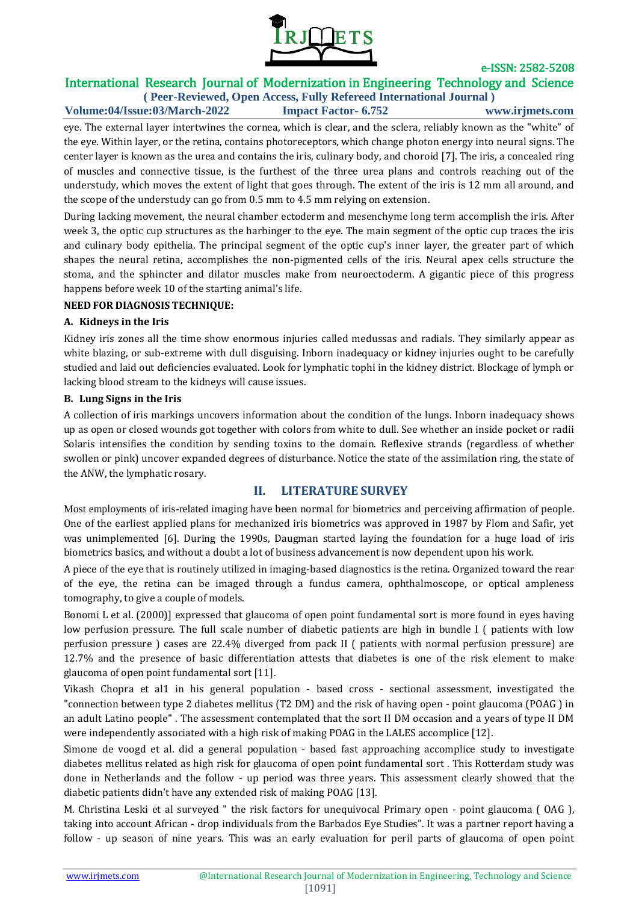eye. The external layer intertwines the cornea, which is clear, and the sclera, reliably known as the "white" of the eye. Within layer, or the retina, contains photoreceptors, which change photon energy into neural signs. The center layer is known as the urea and contains the iris, culinary body, and choroid [7]. The iris, a concealed ring of muscles and connective tissue, is the furthest of the three urea plans and controls reaching out of the understudy, which moves the extent of light that goes through. The extent of the iris is 12 mm all around, and the scope of the understudy can go from 0.5 mm to 4.5 mm relying on extension.

During lacking movement, the neural chamber ectoderm and mesenchyme long term accomplish the iris. After week 3, the optic cup structures as the harbinger to the eye. The main segment of the optic cup traces the iris and culinary body epithelia. The principal segment of the optic cup's inner layer, the greater part of which shapes the neural retina, accomplishes the non-pigmented cells of the iris. Neural apex cells structure the stoma, and the sphincter and dilator muscles make from neuroectoderm. A gigantic piece of this progress happens before week 10 of the starting animal's life.

**NEED FOR DIAGNOSIS TECHNIQUE:**

**A. Kidneys in the Iris**

Kidney iris zones all the time show enormous injuries called medussas and radials. They similarly appear as white blazing, or sub-extreme with dull disguising. Inborn inadequacy or kidney injuries ought to be carefully studied and laid out deficiencies evaluated. Look for lymphatic tophi in the kidney district. Blockage of lymph or lacking blood stream to the kidneys will cause issues.

**B. Lung Signs in the Iris**

A collection of iris markings uncovers information about the condition of the lungs. Inborn inadequacy shows up as open or closed wounds got together with colors from white to dull. See whether an inside pocket or radii Solaris intensifies the condition by sending toxins to the domain. Reflexive strands (regardless of whether swollen or pink) uncover expanded degrees of disturbance. Notice the state of the assimilation ring, the state of the ANW, the lymphatic rosary.

## II. LITERATURE SURVEY

Most employments of iris-related imaging have been normal for biometrics and perceiving affirmation of people. One of the earliest applied plans for mechanized iris biometrics was approved in 1987 by Flom and Safir, yet was unimplemented [6]. During the 1990s, Daugman started laying the foundation for a huge load of iris biometrics basics, and without a doubt a lot of business advancement is now dependent upon his work.

A piece of the eye that is routinely utilized in imaging-based diagnostics is the retina. Organized toward the rear of the eye, the retina can be imaged through a fundus camera, ophthalmoscope, or optical ampleness tomography, to give a couple of models.

Bonomi L et al. (2000)] expressed that glaucoma of open point fundamental sort is more found in eyes having low perfusion pressure. The full scale number of diabetic patients are high in bundle I ( patients with low perfusion pressure ) cases are 22.4% diverged from pack II ( patients with normal perfusion pressure) are 12.7% and the presence of basic differentiation attests that diabetes is one of the risk element to make glaucoma of open point fundamental sort [11].

Vikash Chopra et al1 in his general population - based cross - sectional assessment, investigated the "connection between type 2 diabetes mellitus (T2 DM) and the risk of having open - point glaucoma (POAG ) in an adult Latino people" . The assessment contemplated that the sort II DM occasion and a years of type II DM were independently associated with a high risk of making POAG in the LALES accomplice [12].

Simone de voogd et al. did a general population - based fast approaching accomplice study to investigate diabetes mellitus related as high risk for glaucoma of open point fundamental sort . This Rotterdam study was done in Netherlands and the follow - up period was three years. This assessment clearly showed that the diabetic patients didn't have any extended risk of making POAG [13].

M. Christina Leski et al surveyed " the risk factors for unequivocal Primary open - point glaucoma ( OAG ), taking into account African - drop individuals from the Barbados Eye Studies". It was a partner report having a follow - up season of nine years. This was an early evaluation for peril parts of glaucoma of open point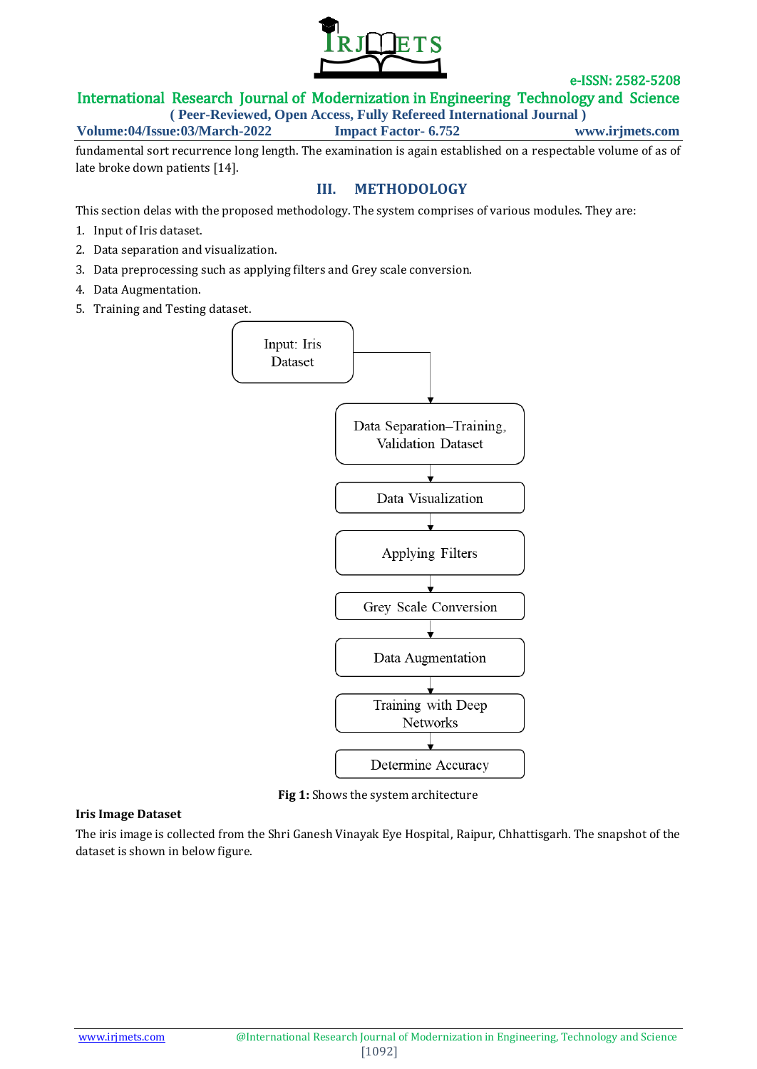fundamental sort recurrence long length. The examination is again established on a respectable volume of as of late broke down patients [14].

## III. METHODOLOGY

This section delas with the proposed methodology. The system comprises of various modules. They are:

1. Input of Iris dataset.
2. Data separation and visualization.
3. Data preprocessing such as applying filters and Grey scale conversion.
4. Data Augmentation.
5. Training and Testing dataset.

Input: Iris Dataset → Data Separation–Training, Validation Dataset → Data Visualization → Applying Filters → Grey Scale Conversion → Data Augmentation → Training with Deep Networks → Determine Accuracy

**Fig 1:** Shows the system architecture

**Iris Image Dataset**

The iris image is collected from the Shri Ganesh Vinayak Eye Hospital, Raipur, Chhattisgarh. The snapshot of the dataset is shown in below figure.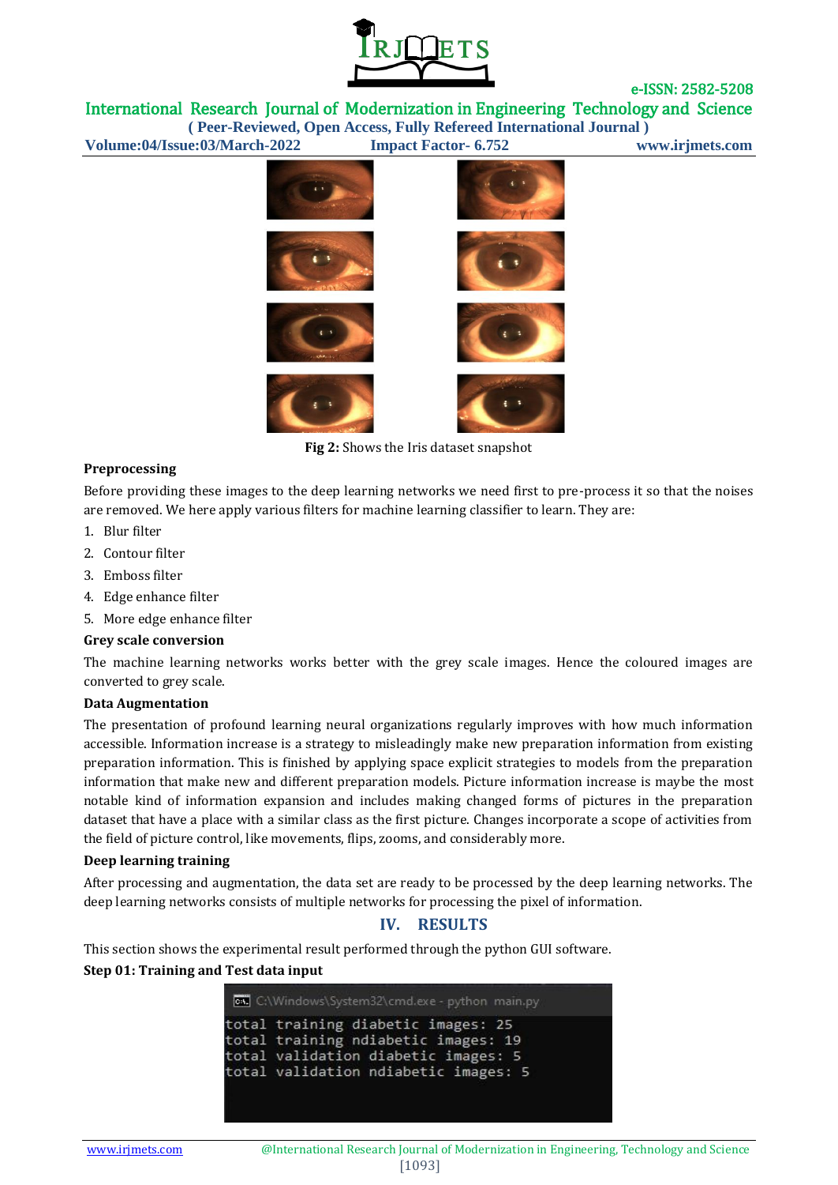**Fig 2:** Shows the Iris dataset snapshot

**Preprocessing**

Before providing these images to the deep learning networks we need first to pre-process it so that the noises are removed. We here apply various filters for machine learning classifier to learn. They are:

1. Blur filter
2. Contour filter
3. Emboss filter
4. Edge enhance filter
5. More edge enhance filter

**Grey scale conversion**

The machine learning networks works better with the grey scale images. Hence the coloured images are converted to grey scale.

**Data Augmentation**

The presentation of profound learning neural organizations regularly improves with how much information accessible. Information increase is a strategy to misleadingly make new preparation information from existing preparation information. This is finished by applying space explicit strategies to models from the preparation information that make new and different preparation models. Picture information increase is maybe the most notable kind of information expansion and includes making changed forms of pictures in the preparation dataset that have a place with a similar class as the first picture. Changes incorporate a scope of activities from the field of picture control, like movements, flips, zooms, and considerably more.

**Deep learning training**

After processing and augmentation, the data set are ready to be processed by the deep learning networks. The deep learning networks consists of multiple networks for processing the pixel of information.

## IV. RESULTS

This section shows the experimental result performed through the python GUI software.

**Step 01: Training and Test data input**

```
C:\Windows\System32\cmd.exe - python main.py
total training diabetic images: 25
total training ndiabetic images: 19
total validation diabetic images: 5
total validation ndiabetic images: 5
```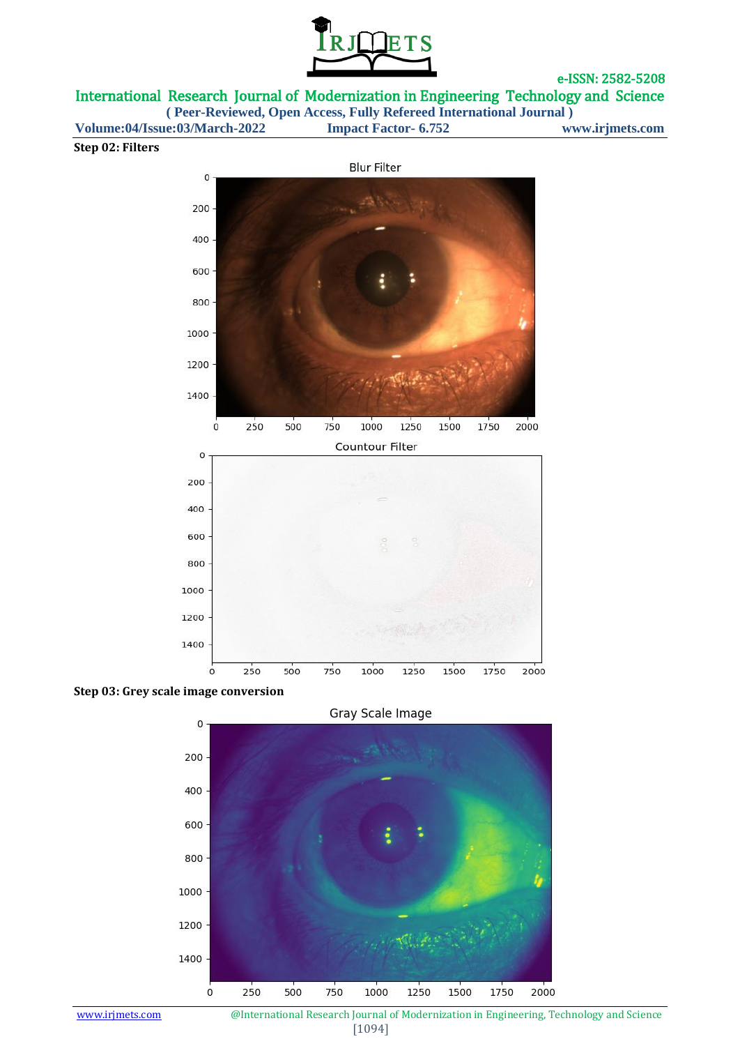**Step 02: Filters**

**Step 03: Grey scale image conversion**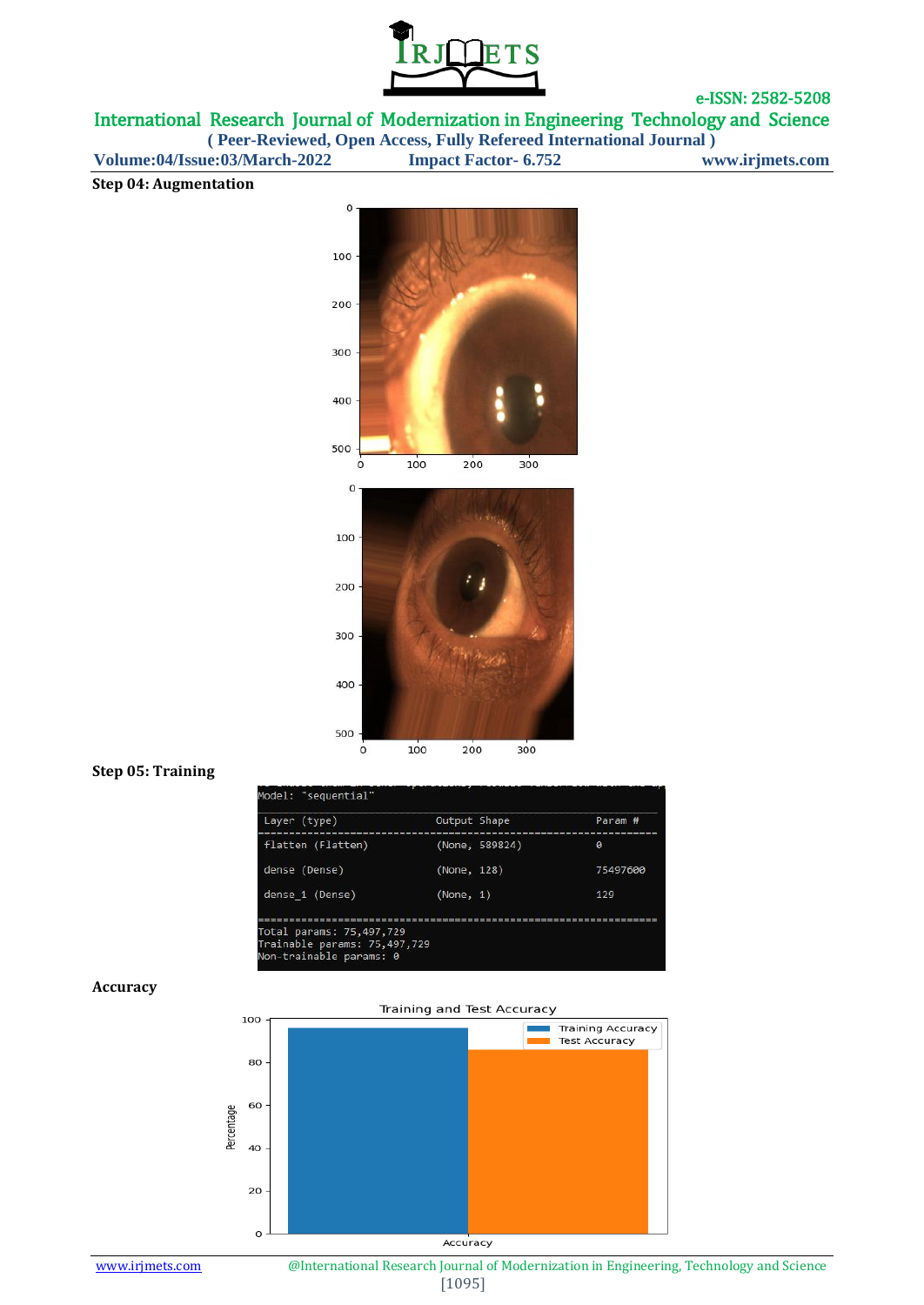**Step 04: Augmentation**

**Step 05: Training**

```
Model: "sequential"
_________________________________________________________________
Layer (type)                 Output Shape              Param #
=================================================================
flatten (Flatten)            (None, 589824)            0

dense (Dense)                (None, 128)               75497600

dense_1 (Dense)              (None, 1)                 129

=================================================================
Total params: 75,497,729
Trainable params: 75,497,729
Non-trainable params: 0
```

**Accuracy**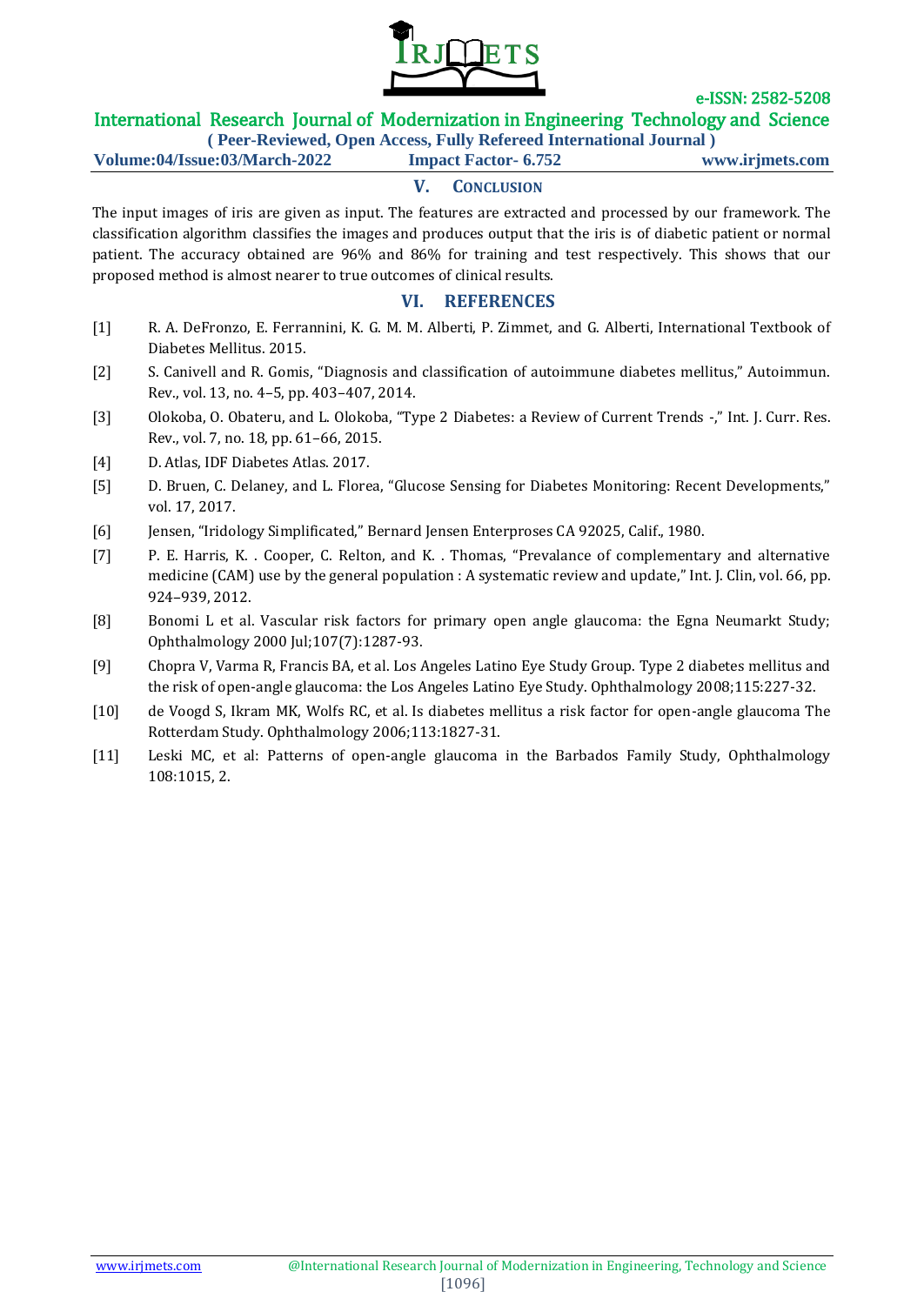## V. CONCLUSION

The input images of iris are given as input. The features are extracted and processed by our framework. The classification algorithm classifies the images and produces output that the iris is of diabetic patient or normal patient. The accuracy obtained are 96% and 86% for training and test respectively. This shows that our proposed method is almost nearer to true outcomes of clinical results.

## VI. REFERENCES

[1] R. A. DeFronzo, E. Ferrannini, K. G. M. M. Alberti, P. Zimmet, and G. Alberti, International Textbook of Diabetes Mellitus. 2015.

[2] S. Canivell and R. Gomis, "Diagnosis and classification of autoimmune diabetes mellitus," Autoimmun. Rev., vol. 13, no. 4–5, pp. 403–407, 2014.

[3] Olokoba, O. Obateru, and L. Olokoba, "Type 2 Diabetes: a Review of Current Trends -," Int. J. Curr. Res. Rev., vol. 7, no. 18, pp. 61–66, 2015.

[4] D. Atlas, IDF Diabetes Atlas. 2017.

[5] D. Bruen, C. Delaney, and L. Florea, "Glucose Sensing for Diabetes Monitoring: Recent Developments," vol. 17, 2017.

[6] Jensen, "Iridology Simplificated," Bernard Jensen Enterproses CA 92025, Calif., 1980.

[7] P. E. Harris, K. . Cooper, C. Relton, and K. . Thomas, "Prevalance of complementary and alternative medicine (CAM) use by the general population : A systematic review and update," Int. J. Clin, vol. 66, pp. 924–939, 2012.

[8] Bonomi L et al. Vascular risk factors for primary open angle glaucoma: the Egna Neumarkt Study; Ophthalmology 2000 Jul;107(7):1287-93.

[9] Chopra V, Varma R, Francis BA, et al. Los Angeles Latino Eye Study Group. Type 2 diabetes mellitus and the risk of open-angle glaucoma: the Los Angeles Latino Eye Study. Ophthalmology 2008;115:227-32.

[10] de Voogd S, Ikram MK, Wolfs RC, et al. Is diabetes mellitus a risk factor for open-angle glaucoma The Rotterdam Study. Ophthalmology 2006;113:1827-31.

[11] Leski MC, et al: Patterns of open-angle glaucoma in the Barbados Family Study, Ophthalmology 108:1015, 2.